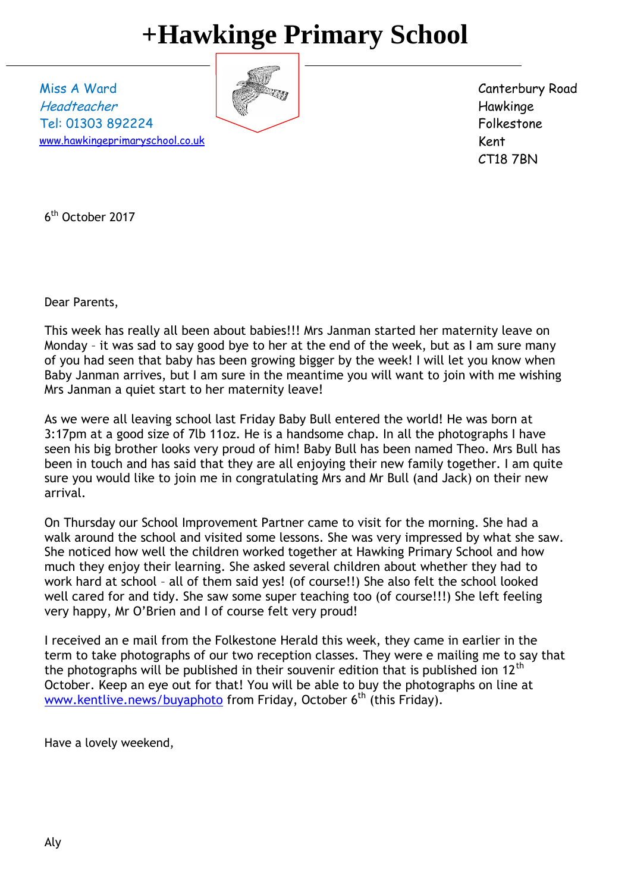# +Hawkinge Primary School

Miss A Ward
*Headteacher*
Tel: 01303 892224
www.hawkingeprimaryschool.co.uk

Canterbury Road
Hawkinge
Folkestone
Kent
CT18 7BN

6th October 2017

Dear Parents,

This week has really all been about babies!!! Mrs Janman started her maternity leave on Monday – it was sad to say good bye to her at the end of the week, but as I am sure many of you had seen that baby has been growing bigger by the week! I will let you know when Baby Janman arrives, but I am sure in the meantime you will want to join with me wishing Mrs Janman a quiet start to her maternity leave!

As we were all leaving school last Friday Baby Bull entered the world! He was born at 3:17pm at a good size of 7lb 11oz. He is a handsome chap. In all the photographs I have seen his big brother looks very proud of him! Baby Bull has been named Theo. Mrs Bull has been in touch and has said that they are all enjoying their new family together. I am quite sure you would like to join me in congratulating Mrs and Mr Bull (and Jack) on their new arrival.

On Thursday our School Improvement Partner came to visit for the morning. She had a walk around the school and visited some lessons. She was very impressed by what she saw. She noticed how well the children worked together at Hawking Primary School and how much they enjoy their learning. She asked several children about whether they had to work hard at school – all of them said yes! (of course!!) She also felt the school looked well cared for and tidy. She saw some super teaching too (of course!!!) She left feeling very happy, Mr O'Brien and I of course felt very proud!

I received an e mail from the Folkestone Herald this week, they came in earlier in the term to take photographs of our two reception classes. They were e mailing me to say that the photographs will be published in their souvenir edition that is published ion 12th October. Keep an eye out for that! You will be able to buy the photographs on line at www.kentlive.news/buyaphoto from Friday, October 6th (this Friday).

Have a lovely weekend,

Aly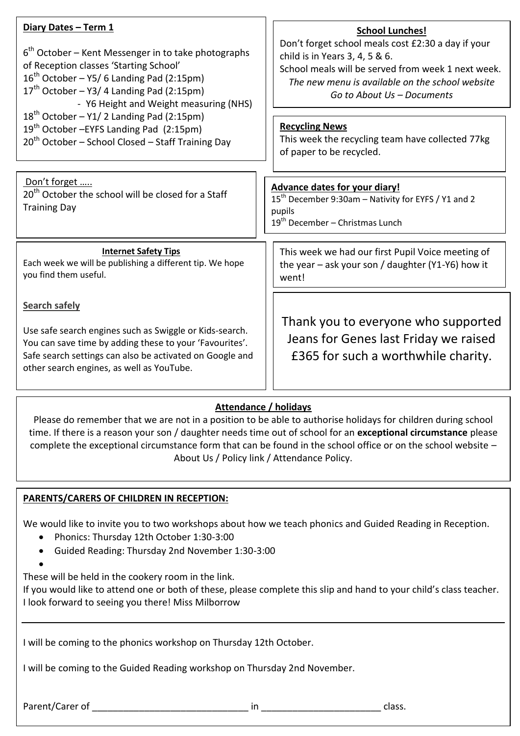## Diary Dates – Term 1

6th October – Kent Messenger in to take photographs of Reception classes 'Starting School'
16th October – Y5/ 6 Landing Pad (2:15pm)
17th October – Y3/ 4 Landing Pad (2:15pm)
- Y6 Height and Weight measuring (NHS)

18th October – Y1/ 2 Landing Pad (2:15pm)
19th October –EYFS Landing Pad (2:15pm)
20th October – School Closed – Staff Training Day

## School Lunches!

Don't forget school meals cost £2:30 a day if your child is in Years 3, 4, 5 & 6.
School meals will be served from week 1 next week.
*The new menu is available on the school website Go to About Us – Documents*

## Recycling News

This week the recycling team have collected 77kg of paper to be recycled.

Don't forget …..
20th October the school will be closed for a Staff Training Day

## Advance dates for your diary!

15th December 9:30am – Nativity for EYFS / Y1 and 2 pupils
19th December – Christmas Lunch

## Internet Safety Tips

Each week we will be publishing a different tip. We hope you find them useful.

### Search safely

Use safe search engines such as Swiggle or Kids-search. You can save time by adding these to your 'Favourites'. Safe search settings can also be activated on Google and other search engines, as well as YouTube.

This week we had our first Pupil Voice meeting of the year – ask your son / daughter (Y1-Y6) how it went!

Thank you to everyone who supported Jeans for Genes last Friday we raised £365 for such a worthwhile charity.

## Attendance / holidays

Please do remember that we are not in a position to be able to authorise holidays for children during school time. If there is a reason your son / daughter needs time out of school for an **exceptional circumstance** please complete the exceptional circumstance form that can be found in the school office or on the school website – About Us / Policy link / Attendance Policy.

## PARENTS/CARERS OF CHILDREN IN RECEPTION:

We would like to invite you to two workshops about how we teach phonics and Guided Reading in Reception.

- Phonics: Thursday 12th October 1:30-3:00
- Guided Reading: Thursday 2nd November 1:30-3:00

These will be held in the cookery room in the link.
If you would like to attend one or both of these, please complete this slip and hand to your child's class teacher.
I look forward to seeing you there! Miss Milborrow

---

I will be coming to the phonics workshop on Thursday 12th October.

I will be coming to the Guided Reading workshop on Thursday 2nd November.

Parent/Carer of ______________________________ in _______________________ class.